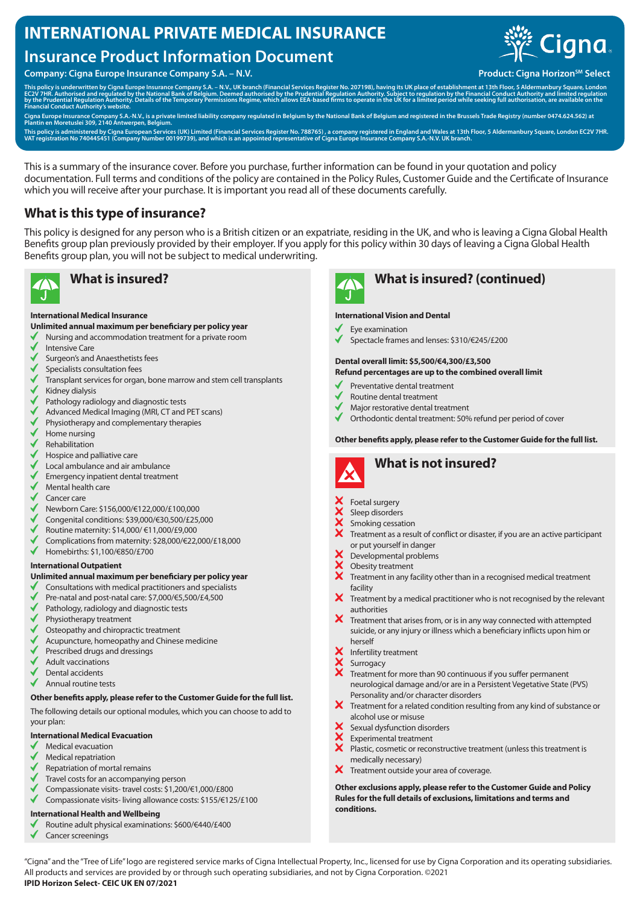# INTERNATIONAL PRIVATE MEDICAL INSURANCE

## Insurance Product Information Document

**Company: Cigna Europe Insurance Company S.A. – N.V.**

**Product: Cigna Horizon℠ Select**

This policy is underwritten by Cigna Europe Insurance Company S.A. – N.V., UK branch (Financial Services Register No. 207198), having its UK place of establishment at 13th Floor, 5 Aldermanbury Square, London EC2V 7HR. Authorised and regulated by the National Bank of Belgium. Deemed authorised by the Prudential Regulation Authority. Subject to regulation by the Financial Conduct Authority and limited regulation by the Prudential Regulation Authority. Details of the Temporary Permissions Regime, which allows EEA-based firms to operate in the UK for a limited period while seeking full authorisation, are available on the Financial Conduct Authority's website.

Cigna Europe Insurance Company S.A.-N.V., is a private limited liability company regulated in Belgium by the National Bank of Belgium and registered in the Brussels Trade Registry (number 0474.624.562) at Plantin en Moretuslei 309, 2140 Antwerpen, Belgium.

This policy is administered by Cigna European Services (UK) Limited (Financial Services Register No. 788765) , a company registered in England and Wales at 13th Floor, 5 Aldermanbury Square, London EC2V 7HR. VAT registration No 740445451 (Company Number 00199739), and which is an appointed representative of Cigna Europe Insurance Company S.A.-N.V. UK branch.

This is a summary of the insurance cover. Before you purchase, further information can be found in your quotation and policy documentation. Full terms and conditions of the policy are contained in the Policy Rules, Customer Guide and the Certificate of Insurance which you will receive after your purchase. It is important you read all of these documents carefully.

## What is this type of insurance?

This policy is designed for any person who is a British citizen or an expatriate, residing in the UK, and who is leaving a Cigna Global Health Benefits group plan previously provided by their employer. If you apply for this policy within 30 days of leaving a Cigna Global Health Benefits group plan, you will not be subject to medical underwriting.

## What is insured?

**International Medical Insurance**

**Unlimited annual maximum per beneficiary per policy year**

- ✓ Nursing and accommodation treatment for a private room
- ✓ Intensive Care
- ✓ Surgeon's and Anaesthetists fees
- ✓ Specialists consultation fees
- ✓ Transplant services for organ, bone marrow and stem cell transplants
- ✓ Kidney dialysis
- ✓ Pathology radiology and diagnostic tests
- ✓ Advanced Medical Imaging (MRI, CT and PET scans)
- ✓ Physiotherapy and complementary therapies
- ✓ Home nursing
- ✓ Rehabilitation
- ✓ Hospice and palliative care
- ✓ Local ambulance and air ambulance
- ✓ Emergency inpatient dental treatment
- ✓ Mental health care
- ✓ Cancer care
- ✓ Newborn Care: $156,000/€122,000/£100,000
- ✓ Congenital conditions: $39,000/€30,500/£25,000
- ✓ Routine maternity: $14,000/ €11,000/£9,000
- ✓ Complications from maternity: $28,000/€22,000/£18,000
- ✓ Homebirths: $1,100/€850/£700

**International Outpatient**

**Unlimited annual maximum per beneficiary per policy year**

- ✓ Consultations with medical practitioners and specialists
- ✓ Pre-natal and post-natal care: $7,000/€5,500/£4,500
- ✓ Pathology, radiology and diagnostic tests
- ✓ Physiotherapy treatment
- ✓ Osteopathy and chiropractic treatment
- ✓ Acupuncture, homeopathy and Chinese medicine
- ✓ Prescribed drugs and dressings
- ✓ Adult vaccinations
- ✓ Dental accidents
- ✓ Annual routine tests

**Other benefits apply, please refer to the Customer Guide for the full list.**

The following details our optional modules, which you can choose to add to your plan:

**International Medical Evacuation**

- ✓ Medical evacuation
- ✓ Medical repatriation
- ✓ Repatriation of mortal remains
- ✓ Travel costs for an accompanying person
- ✓ Compassionate visits- travel costs: $1,200/€1,000/£800
- ✓ Compassionate visits- living allowance costs: $155/€125/£100

**International Health and Wellbeing**

- ✓ Routine adult physical examinations: $600/€440/£400
- ✓ Cancer screenings

## What is insured? (continued)

**International Vision and Dental**

- ✓ Eye examination
- ✓ Spectacle frames and lenses: $310/€245/£200

**Dental overall limit: $5,500/€4,300/£3,500**

**Refund percentages are up to the combined overall limit**

- ✓ Preventative dental treatment
- ✓ Routine dental treatment
- ✓ Major restorative dental treatment
- ✓ Orthodontic dental treatment: 50% refund per period of cover

**Other benefits apply, please refer to the Customer Guide for the full list.**

## What is not insured?

- ✗ Foetal surgery
- ✗ Sleep disorders
- ✗ Smoking cessation
- ✗ Treatment as a result of conflict or disaster, if you are an active participant or put yourself in danger
- ✗ Developmental problems
- ✗ Obesity treatment
- ✗ Treatment in any facility other than in a recognised medical treatment facility
- ✗ Treatment by a medical practitioner who is not recognised by the relevant authorities
- ✗ Treatment that arises from, or is in any way connected with attempted suicide, or any injury or illness which a beneficiary inflicts upon him or herself
- ✗ Infertility treatment
- ✗ Surrogacy
- ✗ Treatment for more than 90 continuous if you suffer permanent neurological damage and/or are in a Persistent Vegetative State (PVS) Personality and/or character disorders
- ✗ Treatment for a related condition resulting from any kind of substance or alcohol use or misuse
- ✗ Sexual dysfunction disorders
- ✗ Experimental treatment
- ✗ Plastic, cosmetic or reconstructive treatment (unless this treatment is medically necessary)
- ✗ Treatment outside your area of coverage.

**Other exclusions apply, please refer to the Customer Guide and Policy Rules for the full details of exclusions, limitations and terms and conditions.**

"Cigna" and the "Tree of Life" logo are registered service marks of Cigna Intellectual Property, Inc., licensed for use by Cigna Corporation and its operating subsidiaries. All products and services are provided by or through such operating subsidiaries, and not by Cigna Corporation. ©2021

**IPID Horizon Select- CEIC UK EN 07/2021**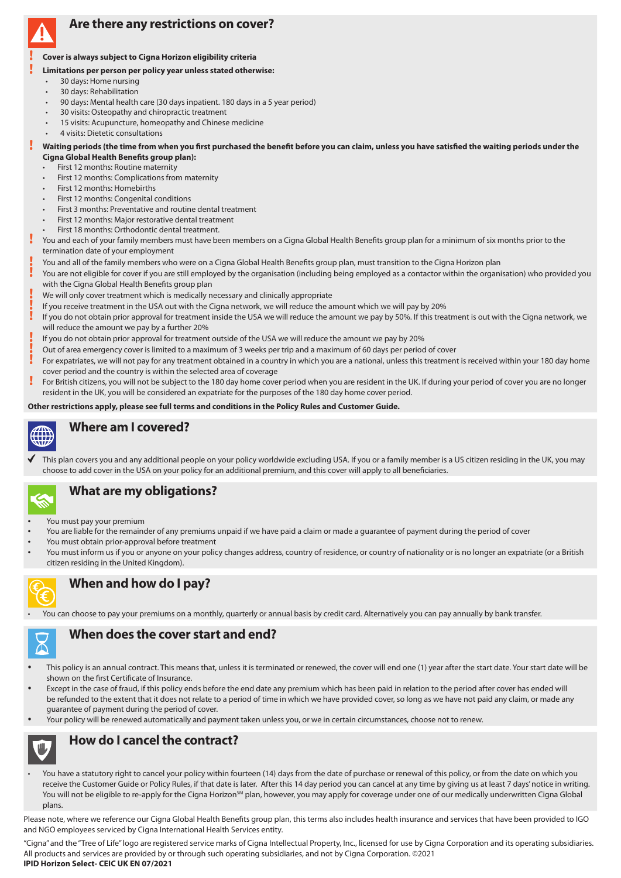## Are there any restrictions on cover?

- **Cover is always subject to Cigna Horizon eligibility criteria**
- **Limitations per person per policy year unless stated otherwise:**
  - 30 days: Home nursing
  - 30 days: Rehabilitation
  - 90 days: Mental health care (30 days inpatient. 180 days in a 5 year period)
  - 30 visits: Osteopathy and chiropractic treatment
  - 15 visits: Acupuncture, homeopathy and Chinese medicine
  - 4 visits: Dietetic consultations
- **Waiting periods (the time from when you first purchased the benefit before you can claim, unless you have satisfied the waiting periods under the Cigna Global Health Benefits group plan):**
  - First 12 months: Routine maternity
  - First 12 months: Complications from maternity
  - First 12 months: Homebirths
  - First 12 months: Congenital conditions
  - First 3 months: Preventative and routine dental treatment
  - First 12 months: Major restorative dental treatment
  - First 18 months: Orthodontic dental treatment.
- You and each of your family members must have been members on a Cigna Global Health Benefits group plan for a minimum of six months prior to the termination date of your employment
- You and all of the family members who were on a Cigna Global Health Benefits group plan, must transition to the Cigna Horizon plan
- You are not eligible for cover if you are still employed by the organisation (including being employed as a contactor within the organisation) who provided you with the Cigna Global Health Benefits group plan
- We will only cover treatment which is medically necessary and clinically appropriate
- If you receive treatment in the USA out with the Cigna network, we will reduce the amount which we will pay by 20%
- If you do not obtain prior approval for treatment inside the USA we will reduce the amount we pay by 50%. If this treatment is out with the Cigna network, we will reduce the amount we pay by a further 20%
- If you do not obtain prior approval for treatment outside of the USA we will reduce the amount we pay by 20%
- Out of area emergency cover is limited to a maximum of 3 weeks per trip and a maximum of 60 days per period of cover
- For expatriates, we will not pay for any treatment obtained in a country in which you are a national, unless this treatment is received within your 180 day home cover period and the country is within the selected area of coverage
- For British citizens, you will not be subject to the 180 day home cover period when you are resident in the UK. If during your period of cover you are no longer resident in the UK, you will be considered an expatriate for the purposes of the 180 day home cover period.

**Other restrictions apply, please see full terms and conditions in the Policy Rules and Customer Guide.**

## Where am I covered?

✓ This plan covers you and any additional people on your policy worldwide excluding USA. If you or a family member is a US citizen residing in the UK, you may choose to add cover in the USA on your policy for an additional premium, and this cover will apply to all beneficiaries.

## What are my obligations?

- You must pay your premium
- You are liable for the remainder of any premiums unpaid if we have paid a claim or made a guarantee of payment during the period of cover
- You must obtain prior-approval before treatment
- You must inform us if you or anyone on your policy changes address, country of residence, or country of nationality or is no longer an expatriate (or a British citizen residing in the United Kingdom).

## When and how do I pay?

- You can choose to pay your premiums on a monthly, quarterly or annual basis by credit card. Alternatively you can pay annually by bank transfer.

## When does the cover start and end?

- This policy is an annual contract. This means that, unless it is terminated or renewed, the cover will end one (1) year after the start date. Your start date will be shown on the first Certificate of Insurance.
- Except in the case of fraud, if this policy ends before the end date any premium which has been paid in relation to the period after cover has ended will be refunded to the extent that it does not relate to a period of time in which we have provided cover, so long as we have not paid any claim, or made any guarantee of payment during the period of cover.
- Your policy will be renewed automatically and payment taken unless you, or we in certain circumstances, choose not to renew.

## How do I cancel the contract?

- You have a statutory right to cancel your policy within fourteen (14) days from the date of purchase or renewal of this policy, or from the date on which you receive the Customer Guide or Policy Rules, if that date is later. After this 14 day period you can cancel at any time by giving us at least 7 days' notice in writing. You will not be eligible to re-apply for the Cigna Horizon℠ plan, however, you may apply for coverage under one of our medically underwritten Cigna Global plans.

Please note, where we reference our Cigna Global Health Benefits group plan, this terms also includes health insurance and services that have been provided to IGO and NGO employees serviced by Cigna International Health Services entity.

"Cigna" and the "Tree of Life" logo are registered service marks of Cigna Intellectual Property, Inc., licensed for use by Cigna Corporation and its operating subsidiaries. All products and services are provided by or through such operating subsidiaries, and not by Cigna Corporation. ©2021

**IPID Horizon Select- CEIC UK EN 07/2021**